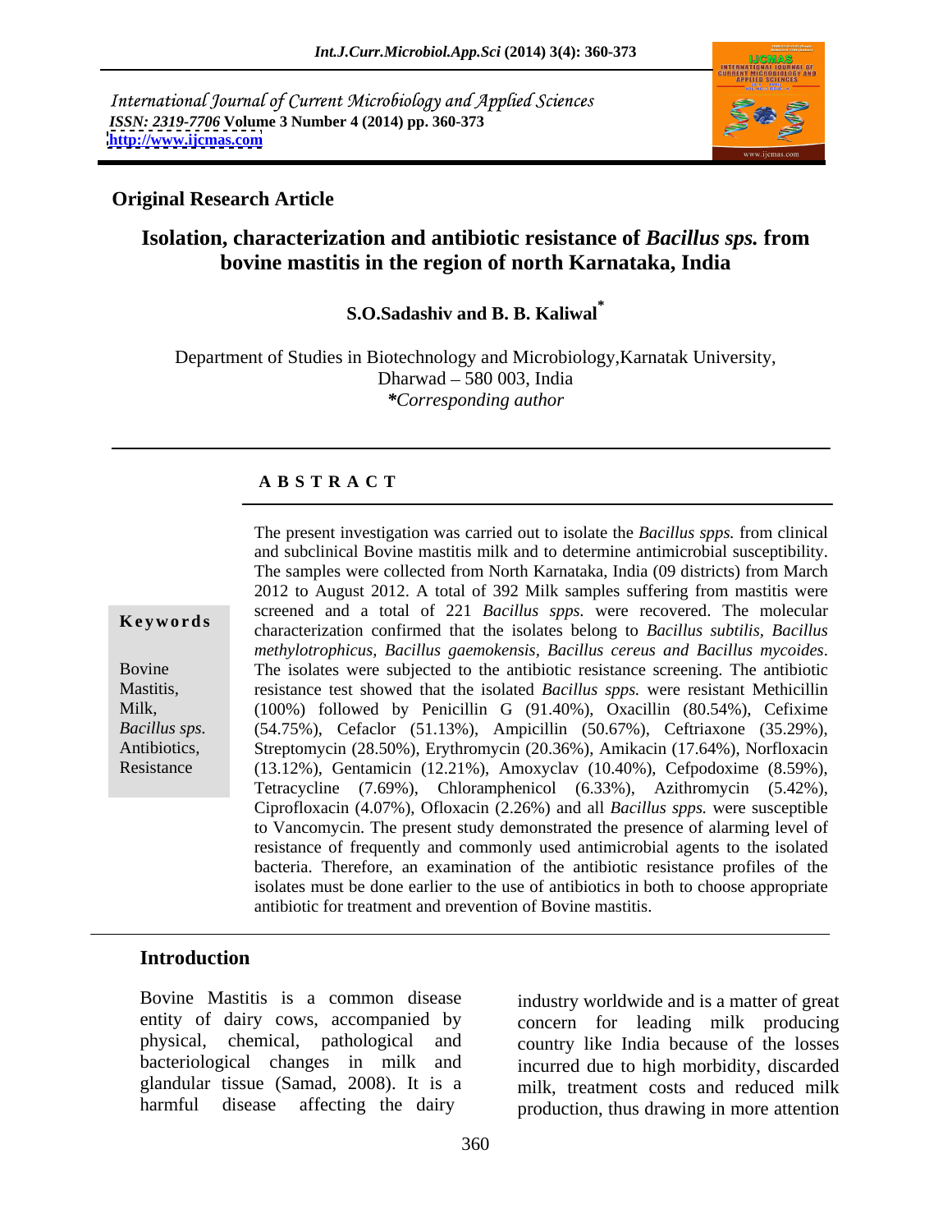International Journal of Current Microbiology and Applied Sciences
*ISSN: 2319-7706* **Volume 3 Number 4 (2014) pp. 360-373**
**http://www.ijcmas.com**

**Original Research Article**

# Isolation, characterization and antibiotic resistance of *Bacillus sps.* from bovine mastitis in the region of north Karnataka, India

**S.O.Sadashiv and B. B. Kaliwal***

Department of Studies in Biotechnology and Microbiology,Karnatak University, Dharwad – 580 003, India
*\*Corresponding author*

## A B S T R A C T

**Keywords**

Bovine Mastitis, Milk, *Bacillus sps.* Antibiotics, Resistance

The present investigation was carried out to isolate the *Bacillus spps.* from clinical and subclinical Bovine mastitis milk and to determine antimicrobial susceptibility. The samples were collected from North Karnataka, India (09 districts) from March 2012 to August 2012. A total of 392 Milk samples suffering from mastitis were screened and a total of 221 *Bacillus spps.* were recovered. The molecular characterization confirmed that the isolates belong to *Bacillus subtilis, Bacillus methylotrophicus, Bacillus gaemokensis, Bacillus cereus and Bacillus mycoides*. The isolates were subjected to the antibiotic resistance screening. The antibiotic resistance test showed that the isolated *Bacillus spps.* were resistant Methicillin (100%) followed by Penicillin G (91.40%), Oxacillin (80.54%), Cefixime (54.75%), Cefaclor (51.13%), Ampicillin (50.67%), Ceftriaxone (35.29%), Streptomycin (28.50%), Erythromycin (20.36%), Amikacin (17.64%), Norfloxacin (13.12%), Gentamicin (12.21%), Amoxyclav (10.40%), Cefpodoxime (8.59%), Tetracycline (7.69%), Chloramphenicol (6.33%), Azithromycin (5.42%), Ciprofloxacin (4.07%), Ofloxacin (2.26%) and all *Bacillus spps.* were susceptible to Vancomycin. The present study demonstrated the presence of alarming level of resistance of frequently and commonly used antimicrobial agents to the isolated bacteria. Therefore, an examination of the antibiotic resistance profiles of the isolates must be done earlier to the use of antibiotics in both to choose appropriate antibiotic for treatment and prevention of Bovine mastitis.

## Introduction

Bovine Mastitis is a common disease entity of dairy cows, accompanied by physical, chemical, pathological and bacteriological changes in milk and glandular tissue (Samad, 2008). It is a harmful disease affecting the dairy industry worldwide and is a matter of great concern for leading milk producing country like India because of the losses incurred due to high morbidity, discarded milk, treatment costs and reduced milk production, thus drawing in more attention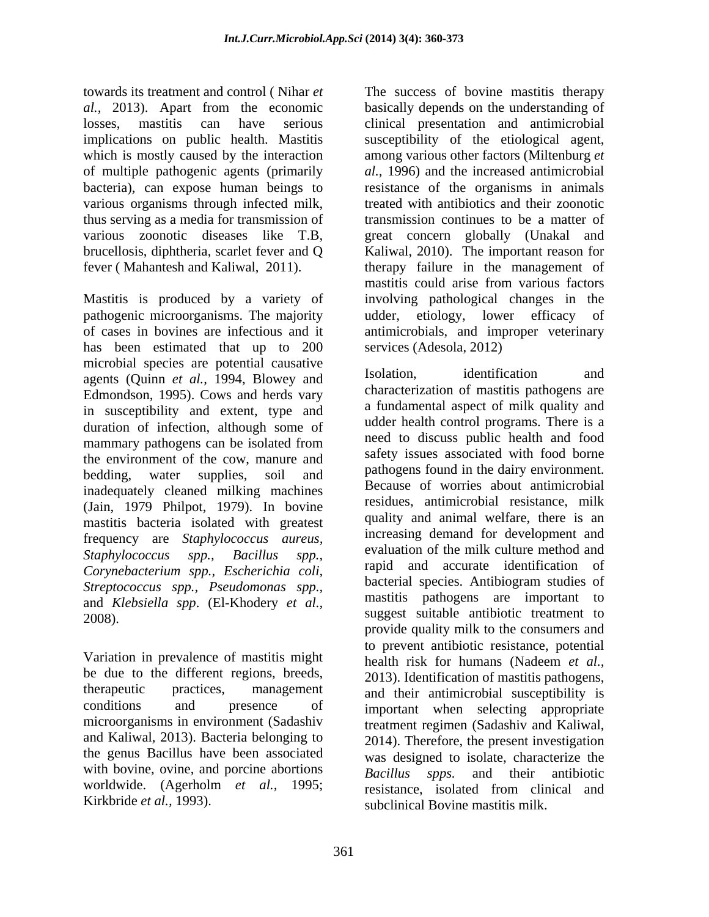towards its treatment and control ( Nihar *et al.,* 2013). Apart from the economic losses, mastitis can have serious implications on public health. Mastitis which is mostly caused by the interaction of multiple pathogenic agents (primarily bacteria), can expose human beings to various organisms through infected milk, thus serving as a media for transmission of various zoonotic diseases like T.B, brucellosis, diphtheria, scarlet fever and Q fever ( Mahantesh and Kaliwal, 2011).

Mastitis is produced by a variety of pathogenic microorganisms. The majority of cases in bovines are infectious and it has been estimated that up to 200 microbial species are potential causative agents (Quinn *et al.,* 1994, Blowey and Edmondson, 1995). Cows and herds vary in susceptibility and extent, type and duration of infection, although some of mammary pathogens can be isolated from the environment of the cow, manure and bedding, water supplies, soil and inadequately cleaned milking machines (Jain, 1979 Philpot, 1979). In bovine mastitis bacteria isolated with greatest frequency are *Staphylococcus aureus, Staphylococcus spp., Bacillus spp., Corynebacterium spp., Escherichia coli, Streptococcus spp., Pseudomonas spp.,* and *Klebsiella spp*. (El-Khodery *et al.,* 2008).

Variation in prevalence of mastitis might be due to the different regions, breeds, therapeutic practices, management conditions and presence of microorganisms in environment (Sadashiv and Kaliwal, 2013). Bacteria belonging to the genus Bacillus have been associated with bovine, ovine, and porcine abortions worldwide. (Agerholm *et al.,* 1995; Kirkbride *et al.,* 1993).

The success of bovine mastitis therapy basically depends on the understanding of clinical presentation and antimicrobial susceptibility of the etiological agent, among various other factors (Miltenburg *et al.,* 1996) and the increased antimicrobial resistance of the organisms in animals treated with antibiotics and their zoonotic transmission continues to be a matter of great concern globally (Unakal and Kaliwal, 2010). The important reason for therapy failure in the management of mastitis could arise from various factors involving pathological changes in the udder, etiology, lower efficacy of antimicrobials, and improper veterinary services (Adesola, 2012)

Isolation, identification and characterization of mastitis pathogens are a fundamental aspect of milk quality and udder health control programs. There is a need to discuss public health and food safety issues associated with food borne pathogens found in the dairy environment. Because of worries about antimicrobial residues, antimicrobial resistance, milk quality and animal welfare, there is an increasing demand for development and evaluation of the milk culture method and rapid and accurate identification of bacterial species. Antibiogram studies of mastitis pathogens are important to suggest suitable antibiotic treatment to provide quality milk to the consumers and to prevent antibiotic resistance, potential health risk for humans (Nadeem *et al.,* 2013). Identification of mastitis pathogens, and their antimicrobial susceptibility is important when selecting appropriate treatment regimen (Sadashiv and Kaliwal, 2014). Therefore, the present investigation was designed to isolate, characterize the *Bacillus spps.* and their antibiotic resistance, isolated from clinical and subclinical Bovine mastitis milk.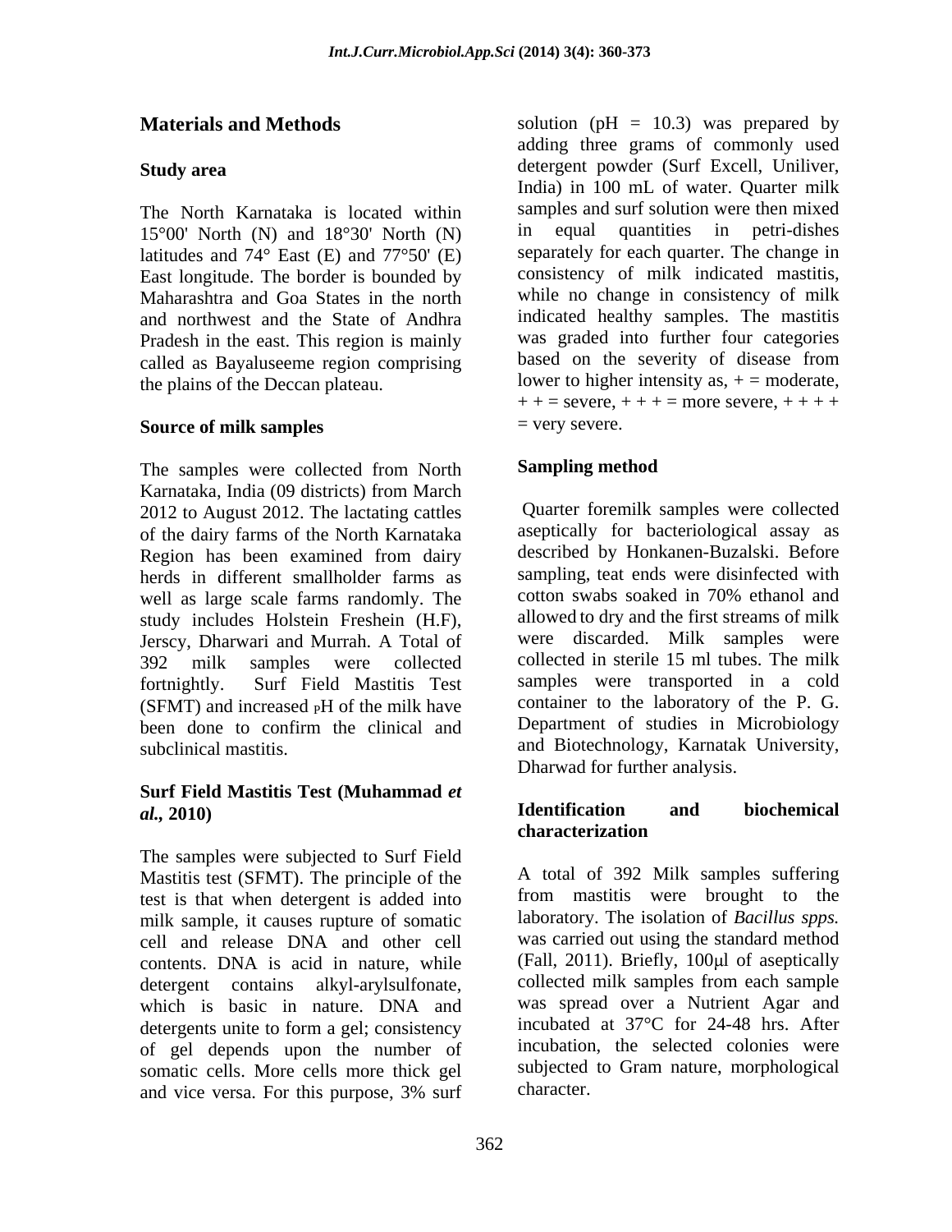## Materials and Methods

### Study area

The North Karnataka is located within 15°00' North (N) and 18°30' North (N) latitudes and 74° East (E) and 77°50' (E) East longitude. The border is bounded by Maharashtra and Goa States in the north and northwest and the State of Andhra Pradesh in the east. This region is mainly called as Bayaluseeme region comprising the plains of the Deccan plateau.

### Source of milk samples

The samples were collected from North Karnataka, India (09 districts) from March 2012 to August 2012. The lactating cattles of the dairy farms of the North Karnataka Region has been examined from dairy herds in different smallholder farms as well as large scale farms randomly. The study includes Holstein Freshein (H.F), Jerscy, Dharwari and Murrah. A Total of 392 milk samples were collected fortnightly. Surf Field Mastitis Test (SFMT) and increased pH of the milk have been done to confirm the clinical and subclinical mastitis.

### Surf Field Mastitis Test (Muhammad *et al.*, 2010)

The samples were subjected to Surf Field Mastitis test (SFMT). The principle of the test is that when detergent is added into milk sample, it causes rupture of somatic cell and release DNA and other cell contents. DNA is acid in nature, while detergent contains alkyl-arylsulfonate, which is basic in nature. DNA and detergents unite to form a gel; consistency of gel depends upon the number of somatic cells. More cells more thick gel and vice versa. For this purpose, 3% surf solution (pH = 10.3) was prepared by adding three grams of commonly used detergent powder (Surf Excell, Uniliver, India) in 100 mL of water. Quarter milk samples and surf solution were then mixed in equal quantities in petri-dishes separately for each quarter. The change in consistency of milk indicated mastitis, while no change in consistency of milk indicated healthy samples. The mastitis was graded into further four categories based on the severity of disease from lower to higher intensity as, + = moderate, + + = severe, + + + = more severe, + + + + = very severe.

### Sampling method

Quarter foremilk samples were collected aseptically for bacteriological assay as described by Honkanen-Buzalski. Before sampling, teat ends were disinfected with cotton swabs soaked in 70% ethanol and allowed to dry and the first streams of milk were discarded. Milk samples were collected in sterile 15 ml tubes. The milk samples were transported in a cold container to the laboratory of the P. G. Department of studies in Microbiology and Biotechnology, Karnatak University, Dharwad for further analysis.

### Identification and biochemical characterization

A total of 392 Milk samples suffering from mastitis were brought to the laboratory. The isolation of *Bacillus spps.* was carried out using the standard method (Fall, 2011). Briefly, 100μl of aseptically collected milk samples from each sample was spread over a Nutrient Agar and incubated at 37°C for 24-48 hrs. After incubation, the selected colonies were subjected to Gram nature, morphological character.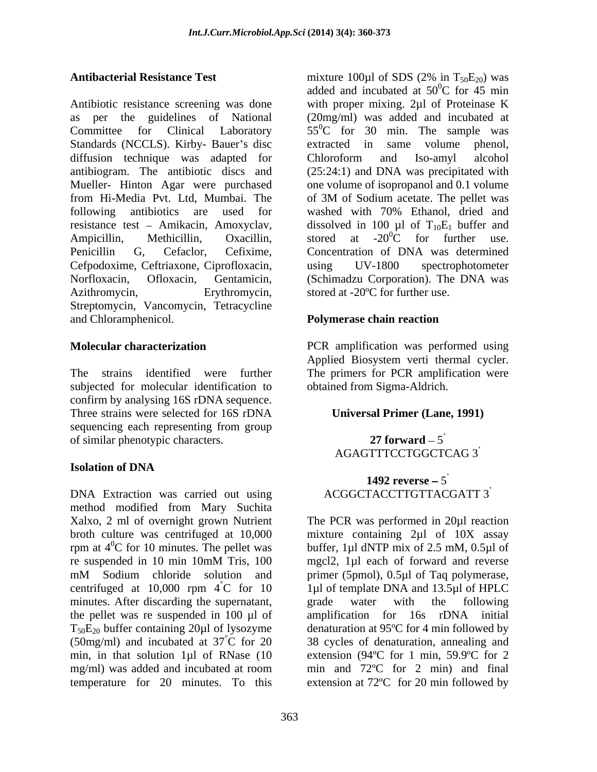## Antibacterial Resistance Test

Antibiotic resistance screening was done as per the guidelines of National Committee for Clinical Laboratory Standards (NCCLS). Kirby- Bauer's disc diffusion technique was adapted for antibiogram. The antibiotic discs and Mueller- Hinton Agar were purchased from Hi-Media Pvt. Ltd, Mumbai. The following antibiotics are used for resistance test – Amikacin, Amoxyclav, Ampicillin, Methicillin, Oxacillin, Penicillin G, Cefaclor, Cefixime, Cefpodoxime, Ceftriaxone, Ciprofloxacin, Norfloxacin, Ofloxacin, Gentamicin, Azithromycin, Erythromycin, Streptomycin, Vancomycin, Tetracycline and Chloramphenicol.

## Molecular characterization

The strains identified were further subjected for molecular identification to confirm by analysing 16S rDNA sequence. Three strains were selected for 16S rDNA sequencing each representing from group of similar phenotypic characters.

### Isolation of DNA

DNA Extraction was carried out using method modified from Mary Suchita Xalxo, 2 ml of overnight grown Nutrient broth culture was centrifuged at 10,000 rpm at $4^0$C for 10 minutes. The pellet was re suspended in 10 min 10mM Tris, 100 mM Sodium chloride solution and centrifuged at 10,000 rpm $4^{\circ}$C for 10 minutes. After discarding the supernatant, the pellet was re suspended in 100 µl of $T_{50}E_{20}$ buffer containing 20µl of lysozyme (50mg/ml) and incubated at $37^{\circ}$C for 20 min, in that solution 1µl of RNase (10 mg/ml) was added and incubated at room temperature for 20 minutes. To this mixture 100µl of SDS (2% in $T_{50}E_{20}$) was added and incubated at $50^0$C for 45 min with proper mixing. 2µl of Proteinase K (20mg/ml) was added and incubated at $55^0$C for 30 min. The sample was extracted in same volume phenol, Chloroform and Iso-amyl alcohol (25:24:1) and DNA was precipitated with one volume of isopropanol and 0.1 volume of 3M of Sodium acetate. The pellet was washed with 70% Ethanol, dried and dissolved in 100 µl of $T_{10}E_1$ buffer and stored at $-20^0$C for further use. Concentration of DNA was determined using UV-1800 spectrophotometer (Schimadzu Corporation). The DNA was stored at -20ºC for further use.

### Polymerase chain reaction

PCR amplification was performed using Applied Biosystem verti thermal cycler. The primers for PCR amplification were obtained from Sigma-Aldrich.

**Universal Primer (Lane, 1991)**

**27 forward** – 5' AGAGTTTCCTGGCTCAG 3'

**1492 reverse** – 5' ACGGCTACCTTGTTACGATT 3'

The PCR was performed in 20µl reaction mixture containing 2µl of 10X assay buffer, 1µl dNTP mix of 2.5 mM, 0.5µl of mgcl2, 1µl each of forward and reverse primer (5pmol), 0.5µl of Taq polymerase, 1µl of template DNA and 13.5µl of HPLC grade water with the following amplification for 16s rDNA initial denaturation at 95ºC for 4 min followed by 38 cycles of denaturation, annealing and extension (94ºC for 1 min, 59.9ºC for 2 min and 72ºC for 2 min) and final extension at 72ºC for 20 min followed by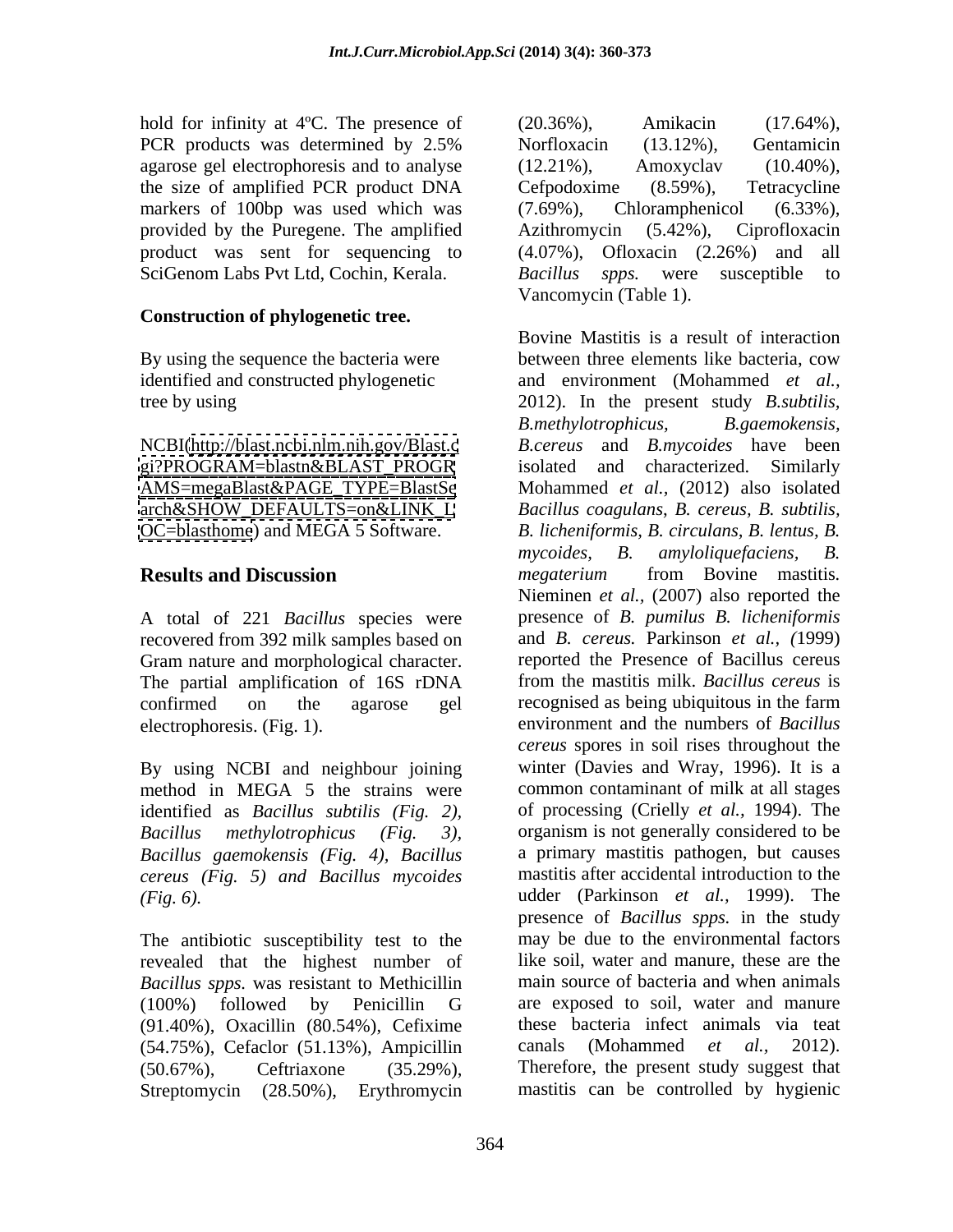hold for infinity at 4ºC. The presence of PCR products was determined by 2.5% agarose gel electrophoresis and to analyse the size of amplified PCR product DNA markers of 100bp was used which was provided by the Puregene. The amplified product was sent for sequencing to SciGenom Labs Pvt Ltd, Cochin, Kerala.

**Construction of phylogenetic tree.**

By using the sequence the bacteria were identified and constructed phylogenetic tree by using

NCBI(http://blast.ncbi.nlm.nih.gov/Blast.cgi?PROGRAM=blastn&BLAST_PROGRAMS=megaBlast&PAGE_TYPE=BlastSearch&SHOW_DEFAULTS=on&LINK_LOC=blasthome) and MEGA 5 Software.

## Results and Discussion

A total of 221 *Bacillus* species were recovered from 392 milk samples based on Gram nature and morphological character. The partial amplification of 16S rDNA confirmed on the agarose gel electrophoresis. (Fig. 1).

By using NCBI and neighbour joining method in MEGA 5 the strains were identified as *Bacillus subtilis (Fig. 2), Bacillus methylotrophicus (Fig. 3), Bacillus gaemokensis (Fig. 4), Bacillus cereus (Fig. 5) and Bacillus mycoides (Fig. 6).*

The antibiotic susceptibility test to the revealed that the highest number of *Bacillus spps.* was resistant to Methicillin (100%) followed by Penicillin G (91.40%), Oxacillin (80.54%), Cefixime (54.75%), Cefaclor (51.13%), Ampicillin (50.67%), Ceftriaxone (35.29%), Streptomycin (28.50%), Erythromycin (20.36%), Amikacin (17.64%), Norfloxacin (13.12%), Gentamicin (12.21%), Amoxyclav (10.40%), Cefpodoxime (8.59%), Tetracycline (7.69%), Chloramphenicol (6.33%), Azithromycin (5.42%), Ciprofloxacin (4.07%), Ofloxacin (2.26%) and all *Bacillus spps.* were susceptible to Vancomycin (Table 1).

Bovine Mastitis is a result of interaction between three elements like bacteria, cow and environment (Mohammed *et al.,* 2012). In the present study *B.subtilis, B.methylotrophicus, B.gaemokensis, B.cereus* and *B.mycoides* have been isolated and characterized. Similarly Mohammed *et al.,* (2012) also isolated *Bacillus coagulans, B. cereus, B. subtilis, B. licheniformis, B. circulans, B. lentus, B. mycoides, B. amyloliquefaciens, B. megaterium* from Bovine mastitis. Nieminen *et al.,* (2007) also reported the presence of *B. pumilus B. licheniformis* and *B. cereus.* Parkinson *et al., (*1999) reported the Presence of Bacillus cereus from the mastitis milk. *Bacillus cereus* is recognised as being ubiquitous in the farm environment and the numbers of *Bacillus cereus* spores in soil rises throughout the winter (Davies and Wray, 1996). It is a common contaminant of milk at all stages of processing (Crielly *et al.,* 1994). The organism is not generally considered to be a primary mastitis pathogen, but causes mastitis after accidental introduction to the udder (Parkinson *et al.,* 1999). The presence of *Bacillus spps.* in the study may be due to the environmental factors like soil, water and manure, these are the main source of bacteria and when animals are exposed to soil, water and manure these bacteria infect animals via teat canals (Mohammed *et al.,* 2012). Therefore, the present study suggest that mastitis can be controlled by hygienic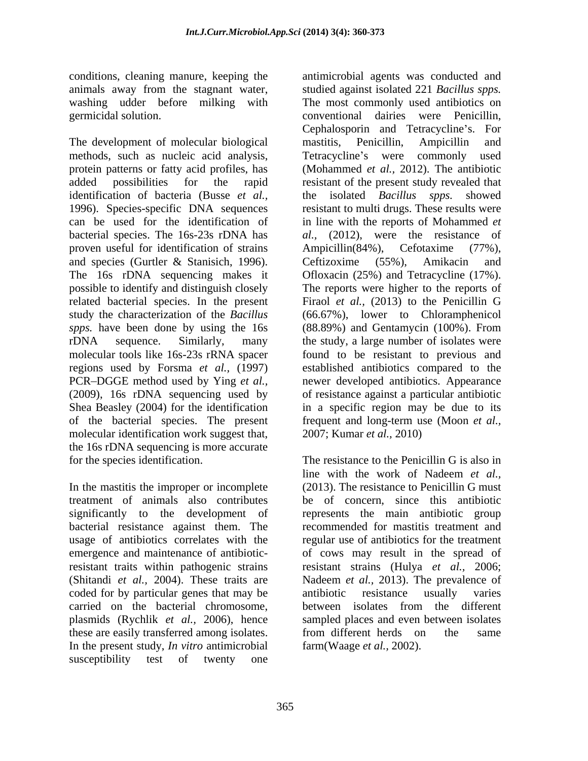conditions, cleaning manure, keeping the animals away from the stagnant water, washing udder before milking with germicidal solution.

The development of molecular biological methods, such as nucleic acid analysis, protein patterns or fatty acid profiles, has added possibilities for the rapid identification of bacteria (Busse *et al.,* 1996). Species-specific DNA sequences can be used for the identification of bacterial species. The 16s-23s rDNA has proven useful for identification of strains and species (Gurtler & Stanisich, 1996). The 16s rDNA sequencing makes it possible to identify and distinguish closely related bacterial species. In the present study the characterization of the *Bacillus spps.* have been done by using the 16s rDNA sequence. Similarly, many molecular tools like 16s-23s rRNA spacer regions used by Forsma *et al.,* (1997) PCR–DGGE method used by Ying *et al.,* (2009), 16s rDNA sequencing used by Shea Beasley (2004) for the identification of the bacterial species. The present molecular identification work suggest that, the 16s rDNA sequencing is more accurate for the species identification.

In the mastitis the improper or incomplete treatment of animals also contributes significantly to the development of bacterial resistance against them. The usage of antibiotics correlates with the emergence and maintenance of antibiotic-resistant traits within pathogenic strains (Shitandi *et al.,* 2004). These traits are coded for by particular genes that may be carried on the bacterial chromosome, plasmids (Rychlik *et al.,* 2006), hence these are easily transferred among isolates. In the present study, *In vitro* antimicrobial susceptibility test of twenty one antimicrobial agents was conducted and studied against isolated 221 *Bacillus spps.* The most commonly used antibiotics on conventional dairies were Penicillin, Cephalosporin and Tetracycline's. For mastitis, Penicillin, Ampicillin and Tetracycline's were commonly used (Mohammed *et al.,* 2012). The antibiotic resistant of the present study revealed that the isolated *Bacillus spps.* showed resistant to multi drugs. These results were in line with the reports of Mohammed *et al.,* (2012), were the resistance of Ampicillin(84%), Cefotaxime (77%), Ceftizoxime (55%), Amikacin and Ofloxacin (25%) and Tetracycline (17%). The reports were higher to the reports of Firaol *et al.,* (2013) to the Penicillin G (66.67%), lower to Chloramphenicol (88.89%) and Gentamycin (100%). From the study, a large number of isolates were found to be resistant to previous and established antibiotics compared to the newer developed antibiotics. Appearance of resistance against a particular antibiotic in a specific region may be due to its frequent and long-term use (Moon *et al.,* 2007; Kumar *et al.,* 2010)

The resistance to the Penicillin G is also in line with the work of Nadeem *et al.,* (2013). The resistance to Penicillin G must be of concern, since this antibiotic represents the main antibiotic group recommended for mastitis treatment and regular use of antibiotics for the treatment of cows may result in the spread of resistant strains (Hulya *et al.,* 2006; Nadeem *et al.,* 2013). The prevalence of antibiotic resistance usually varies between isolates from the different sampled places and even between isolates from different herds on the same farm(Waage *et al.,* 2002).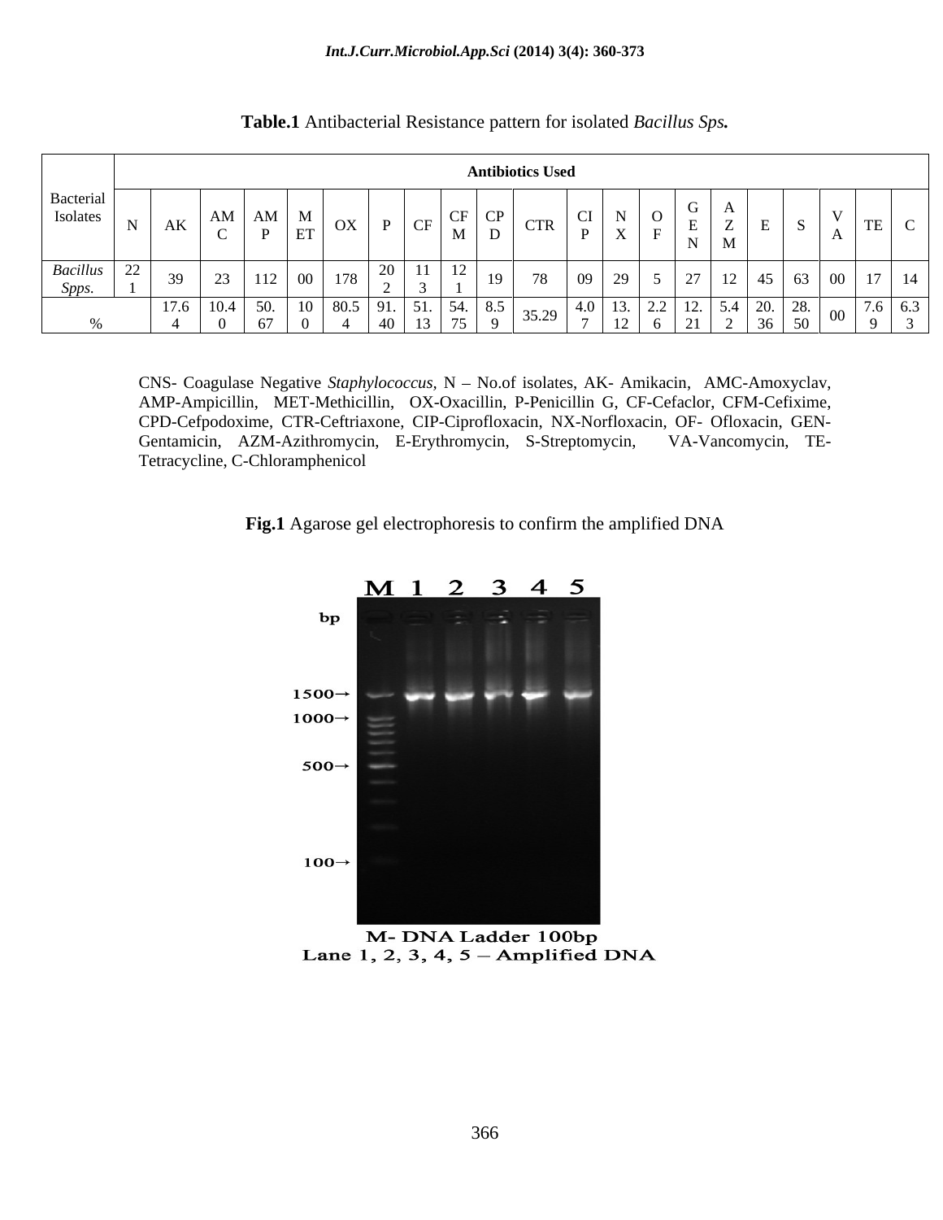**Table.1** Antibacterial Resistance pattern for isolated *Bacillus Sps.*

| Bacterial Isolates | Antibiotics Used | | | | | | | | | | | | | | | | | | | | | |
|---|---|---|---|---|---|---|---|---|---|---|---|---|---|---|---|---|---|---|---|---|---|---|
| | N | AK | AMC | AMP | MET | OX | P | CF | CFM | CPD | CTR | CIP | NX | OF | GEN | AZM | E | S | VA | TE | C |
| *Bacillus Spps.* | 221 | 39 | 23 | 112 | 00 | 178 | 202 | 113 | 121 | 19 | 78 | 09 | 29 | 5 | 27 | 12 | 45 | 63 | 00 | 17 | 14 |
| % | | 17.64 | 10.40 | 50.67 | 100 | 80.54 | 91.40 | 51.13 | 54.75 | 8.59 | 35.29 | 4.07 | 13.12 | 2.26 | 12.21 | 5.42 | 20.36 | 28.50 | 00 | 7.69 | 6.33 |

CNS- Coagulase Negative *Staphylococcus*, N – No.of isolates, AK- Amikacin, AMC-Amoxyclav, AMP-Ampicillin, MET-Methicillin, OX-Oxacillin, P-Penicillin G, CF-Cefaclor, CFM-Cefixime, CPD-Cefpodoxime, CTR-Ceftriaxone, CIP-Ciprofloxacin, NX-Norfloxacin, OF- Ofloxacin, GEN-Gentamicin, AZM-Azithromycin, E-Erythromycin, S-Streptomycin, VA-Vancomycin, TE-Tetracycline, C-Chloramphenicol

**Fig.1** Agarose gel electrophoresis to confirm the amplified DNA

M- DNA Ladder 100bp
Lane 1, 2, 3, 4, 5 – Amplified DNA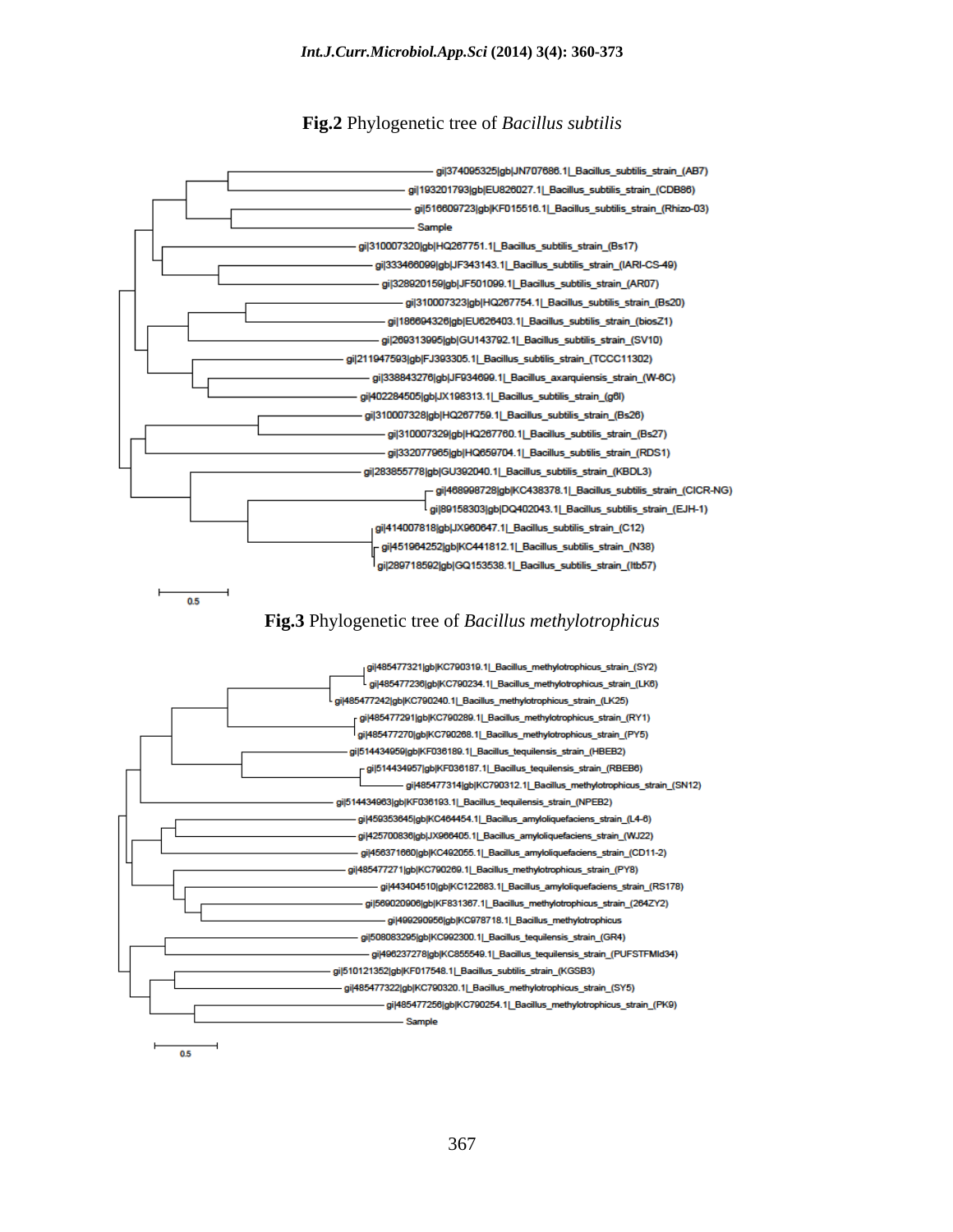**Fig.2** Phylogenetic tree of *Bacillus subtilis*

**Fig.3** Phylogenetic tree of *Bacillus methylotrophicus*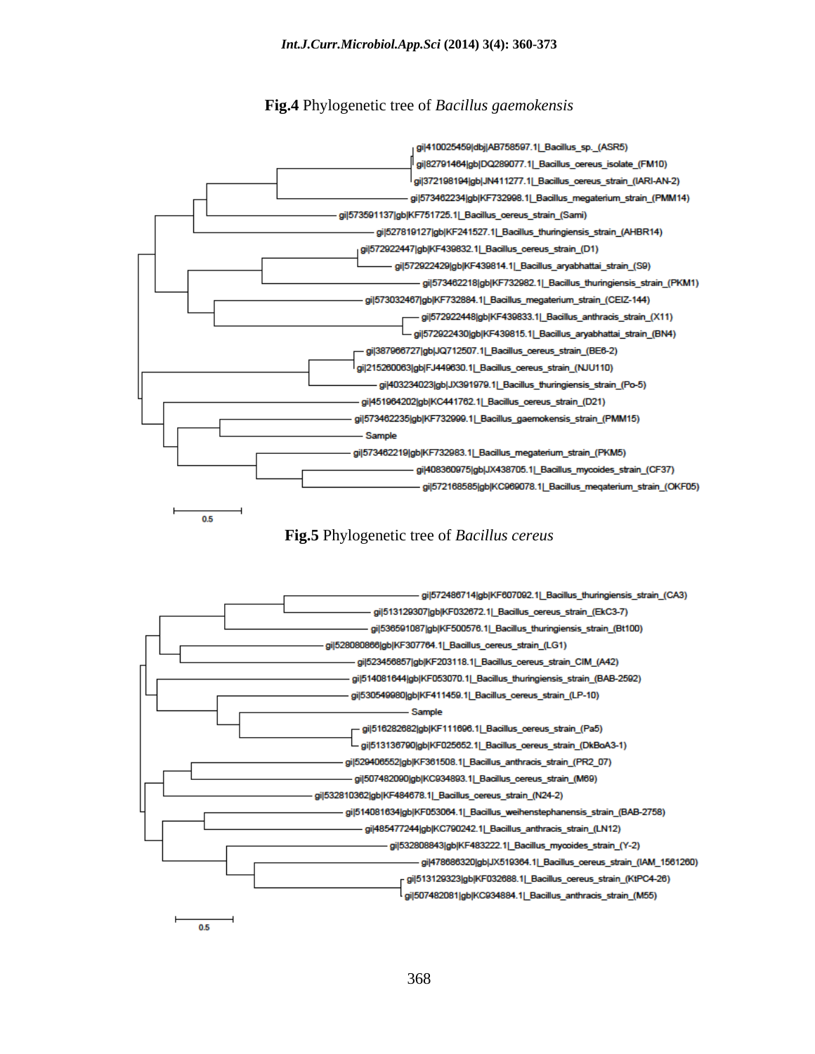**Fig.4** Phylogenetic tree of *Bacillus gaemokensis*

- gi|410025459|dbj|AB758597.1|_Bacillus_sp._(ASR5)
- gi|82791464|gb|DQ289077.1|_Bacillus_cereus_isolate_(FM10)
- gi|372198194|gb|JN411277.1|_Bacillus_cereus_strain_(IARI-AN-2)
- gi|573462234|gb|KF732998.1|_Bacillus_megaterium_strain_(PMM14)
- gi|573591137|gb|KF751725.1|_Bacillus_cereus_strain_(Sami)
- gi|527819127|gb|KF241527.1|_Bacillus_thuringiensis_strain_(AHBR14)
- gi|572922447|gb|KF439832.1|_Bacillus_cereus_strain_(D1)
- gi|572922429|gb|KF439814.1|_Bacillus_aryabhattai_strain_(S9)
- gi|573462218|gb|KF732982.1|_Bacillus_thuringiensis_strain_(PKM1)
- gi|573032467|gb|KF732884.1|_Bacillus_megaterium_strain_(CEIZ-144)
- gi|572922448|gb|KF439833.1|_Bacillus_anthracis_strain_(X11)
- gi|572922430|gb|KF439815.1|_Bacillus_aryabhattai_strain_(BN4)
- gi|387966727|gb|JQ712507.1|_Bacillus_cereus_strain_(BE6-2)
- gi|215260063|gb|FJ449630.1|_Bacillus_cereus_strain_(NJU110)
- gi|403234023|gb|JX391979.1|_Bacillus_thuringiensis_strain_(Po-5)
- gi|451964202|gb|KC441762.1|_Bacillus_cereus_strain_(D21)
- gi|573462235|gb|KF732999.1|_Bacillus_gaemokensis_strain_(PMM15)
- Sample
- gi|573462219|gb|KF732983.1|_Bacillus_megaterium_strain_(PKM5)
- gi|408360975|gb|JX438705.1|_Bacillus_mycoides_strain_(CF37)
- gi|572168585|gb|KC969078.1|_Bacillus_megaterium_strain_(OKF05)

0.5

**Fig.5** Phylogenetic tree of *Bacillus cereus*

- gi|572486714|gb|KF607092.1|_Bacillus_thuringiensis_strain_(CA3)
- gi|513129307|gb|KF032672.1|_Bacillus_cereus_strain_(EkC3-7)
- gi|536591087|gb|KF500576.1|_Bacillus_thuringiensis_strain_(Bt100)
- gi|528080866|gb|KF307764.1|_Bacillus_cereus_strain_(LG1)
- gi|523456857|gb|KF203118.1|_Bacillus_cereus_strain_CIM_(A42)
- gi|514081644|gb|KF053070.1|_Bacillus_thuringiensis_strain_(BAB-2592)
- gi|530549980|gb|KF411459.1|_Bacillus_cereus_strain_(LP-10)
- Sample
- gi|516282682|gb|KF111696.1|_Bacillus_cereus_strain_(Pa5)
- gi|513136790|gb|KF025652.1|_Bacillus_cereus_strain_(DkBoA3-1)
- gi|529406552|gb|KF361508.1|_Bacillus_anthracis_strain_(PR2_07)
- gi|507482090|gb|KC934893.1|_Bacillus_cereus_strain_(M69)
- gi|532810362|gb|KF484678.1|_Bacillus_cereus_strain_(N24-2)
- gi|514081634|gb|KF053064.1|_Bacillus_weihenstephanensis_strain_(BAB-2758)
- gi|485477244|gb|KC790242.1|_Bacillus_anthracis_strain_(LN12)
- gi|532808843|gb|KF483222.1|_Bacillus_mycoides_strain_(Y-2)
- gi|478686320|gb|JX519364.1|_Bacillus_cereus_strain_(IAM_1561260)
- gi|513129323|gb|KF032688.1|_Bacillus_cereus_strain_(KtPC4-26)
- gi|507482081|gb|KC934884.1|_Bacillus_anthracis_strain_(M55)

0.5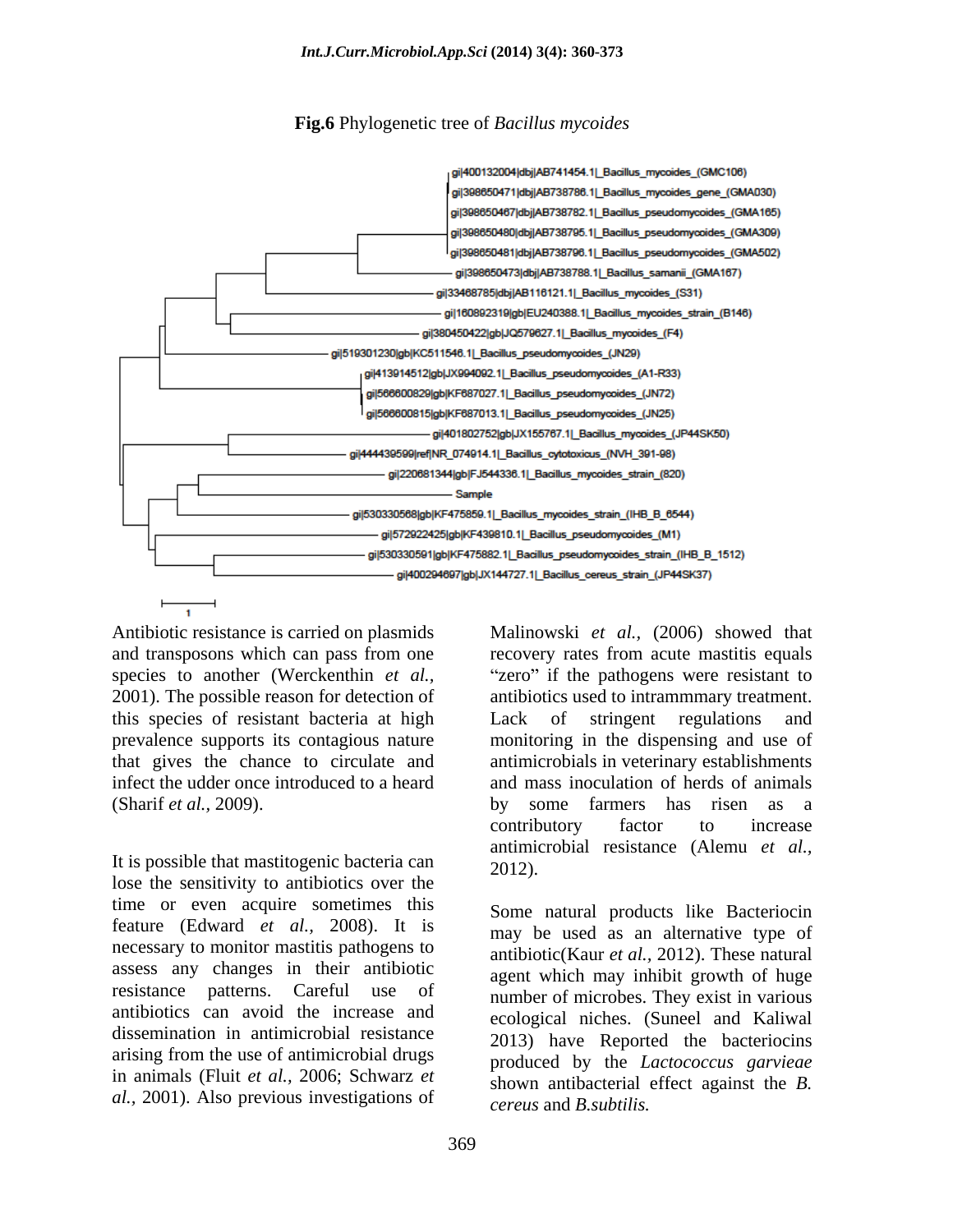**Fig.6** Phylogenetic tree of *Bacillus mycoides*

gi|400132004|dbj|AB741454.1|_Bacillus_mycoides_(GMC106)
gi|398650471|dbj|AB738786.1|_Bacillus_mycoides_gene_(GMA030)
gi|398650467|dbj|AB738782.1|_Bacillus_pseudomycoides_(GMA165)
gi|398650480|dbj|AB738795.1|_Bacillus_pseudomycoides_(GMA309)
gi|398650481|dbj|AB738796.1|_Bacillus_pseudomycoides_(GMA502)
gi|398650473|dbj|AB738788.1|_Bacillus_samanii_(GMA167)
gi|33468785|dbj|AB116121.1|_Bacillus_mycoides_(S31)
gi|160892319|gb|EU240388.1|_Bacillus_mycoides_strain_(B146)
gi|380450422|gb|JQ579627.1|_Bacillus_mycoides_(F4)
gi|519301230|gb|KC511546.1|_Bacillus_pseudomycoides_(JN29)
gi|413914512|gb|JX994092.1|_Bacillus_pseudomycoides_(A1-R33)
gi|566600829|gb|KF687027.1|_Bacillus_pseudomycoides_(JN72)
gi|566600815|gb|KF687013.1|_Bacillus_pseudomycoides_(JN25)
gi|401802752|gb|JX155767.1|_Bacillus_mycoides_(JP44SK50)
gi|444439599|ref|NR_074914.1|_Bacillus_cytotoxicus_(NVH_391-98)
gi|220681344|gb|FJ544336.1|_Bacillus_mycoides_strain_(820)
Sample
gi|530330568|gb|KF475859.1|_Bacillus_mycoides_strain_(IHB_B_6544)
gi|572922425|gb|KF439810.1|_Bacillus_pseudomycoides_(M1)
gi|530330591|gb|KF475882.1|_Bacillus_pseudomycoides_strain_(IHB_B_1512)
gi|400294697|gb|JX144727.1|_Bacillus_cereus_strain_(JP44SK37)

1

Antibiotic resistance is carried on plasmids and transposons which can pass from one species to another (Werckenthin *et al.,* 2001). The possible reason for detection of this species of resistant bacteria at high prevalence supports its contagious nature that gives the chance to circulate and infect the udder once introduced to a heard (Sharif *et al.,* 2009).

It is possible that mastitogenic bacteria can lose the sensitivity to antibiotics over the time or even acquire sometimes this feature (Edward *et al.*, 2008). It is necessary to monitor mastitis pathogens to assess any changes in their antibiotic resistance patterns. Careful use of antibiotics can avoid the increase and dissemination in antimicrobial resistance arising from the use of antimicrobial drugs in animals (Fluit *et al.,* 2006; Schwarz *et al.,* 2001). Also previous investigations of Malinowski *et al.,* (2006) showed that recovery rates from acute mastitis equals "zero" if the pathogens were resistant to antibiotics used to intrammmary treatment. Lack of stringent regulations and monitoring in the dispensing and use of antimicrobials in veterinary establishments and mass inoculation of herds of animals by some farmers has risen as a contributory factor to increase antimicrobial resistance (Alemu *et al.,* 2012).

Some natural products like Bacteriocin may be used as an alternative type of antibiotic(Kaur *et al.,* 2012). These natural agent which may inhibit growth of huge number of microbes. They exist in various ecological niches. (Suneel and Kaliwal 2013) have Reported the bacteriocins produced by the *Lactococcus garvieae* shown antibacterial effect against the *B. cereus* and *B.subtilis.*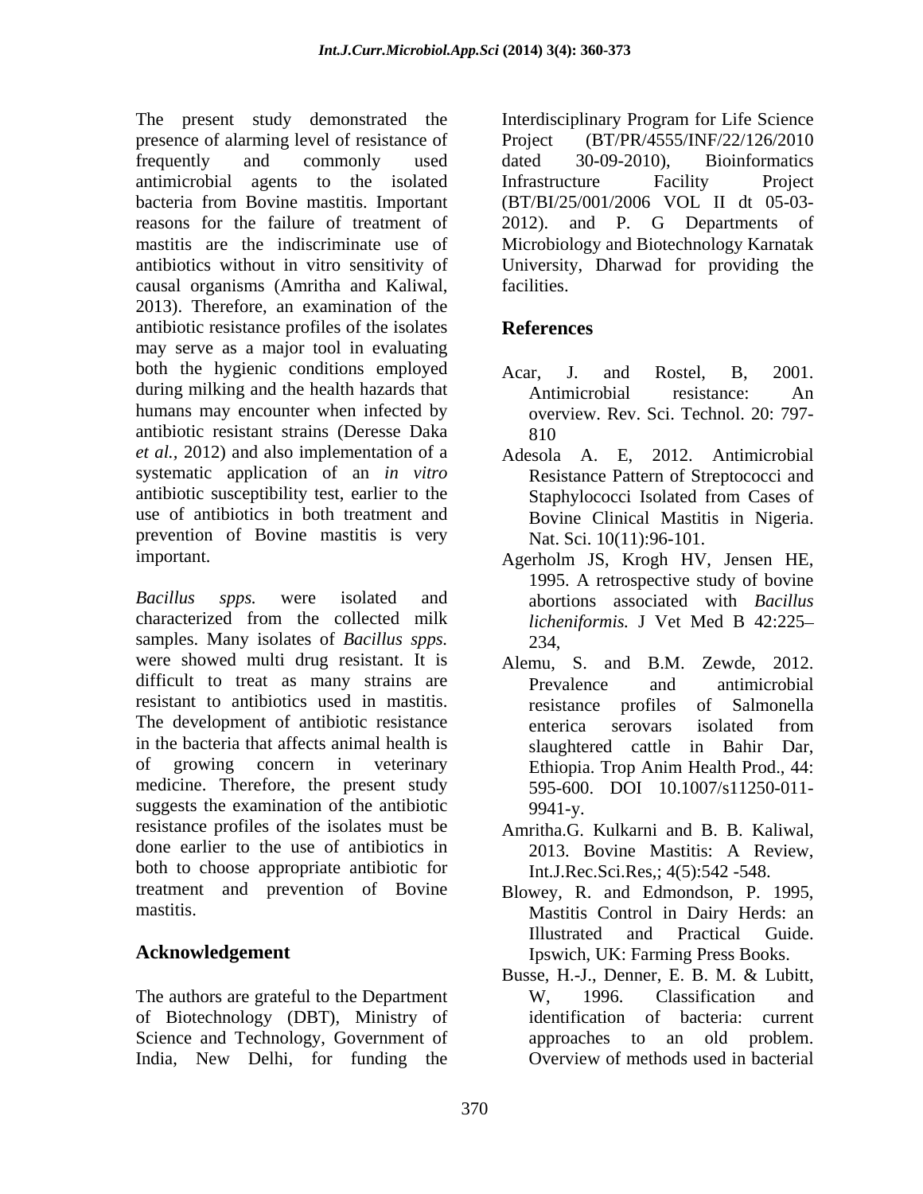The present study demonstrated the presence of alarming level of resistance of frequently and commonly used antimicrobial agents to the isolated bacteria from Bovine mastitis. Important reasons for the failure of treatment of mastitis are the indiscriminate use of antibiotics without in vitro sensitivity of causal organisms (Amritha and Kaliwal, 2013). Therefore, an examination of the antibiotic resistance profiles of the isolates may serve as a major tool in evaluating both the hygienic conditions employed during milking and the health hazards that humans may encounter when infected by antibiotic resistant strains (Deresse Daka *et al.*, 2012) and also implementation of a systematic application of an *in vitro* antibiotic susceptibility test, earlier to the use of antibiotics in both treatment and prevention of Bovine mastitis is very important.

*Bacillus spps.* were isolated and characterized from the collected milk samples. Many isolates of *Bacillus spps.* were showed multi drug resistant. It is difficult to treat as many strains are resistant to antibiotics used in mastitis. The development of antibiotic resistance in the bacteria that affects animal health is of growing concern in veterinary medicine. Therefore, the present study suggests the examination of the antibiotic resistance profiles of the isolates must be done earlier to the use of antibiotics in both to choose appropriate antibiotic for treatment and prevention of Bovine mastitis.

## Acknowledgement

The authors are grateful to the Department of Biotechnology (DBT), Ministry of Science and Technology, Government of India, New Delhi, for funding the Interdisciplinary Program for Life Science Project (BT/PR/4555/INF/22/126/2010 dated 30-09-2010), Bioinformatics Infrastructure Facility Project (BT/BI/25/001/2006 VOL II dt 05-03-2012). and P. G Departments of Microbiology and Biotechnology Karnatak University, Dharwad for providing the facilities.

## References

Acar, J. and Rostel, B, 2001. Antimicrobial resistance: An overview. Rev. Sci. Technol. 20: 797-810

Adesola A. E, 2012. Antimicrobial Resistance Pattern of Streptococci and Staphylococci Isolated from Cases of Bovine Clinical Mastitis in Nigeria. Nat. Sci. 10(11):96-101.

Agerholm JS, Krogh HV, Jensen HE, 1995. A retrospective study of bovine abortions associated with *Bacillus licheniformis.* J Vet Med B 42:225–234,

Alemu, S. and B.M. Zewde, 2012. Prevalence and antimicrobial resistance profiles of Salmonella enterica serovars isolated from slaughtered cattle in Bahir Dar, Ethiopia. Trop Anim Health Prod., 44: 595-600. DOI 10.1007/s11250-011-9941-y.

Amritha.G. Kulkarni and B. B. Kaliwal, 2013. Bovine Mastitis: A Review, Int.J.Rec.Sci.Res,; 4(5):542 -548.

Blowey, R. and Edmondson, P. 1995, Mastitis Control in Dairy Herds: an Illustrated and Practical Guide. Ipswich, UK: Farming Press Books.

Busse, H.-J., Denner, E. B. M. & Lubitt, W, 1996. Classification and identification of bacteria: current approaches to an old problem. Overview of methods used in bacterial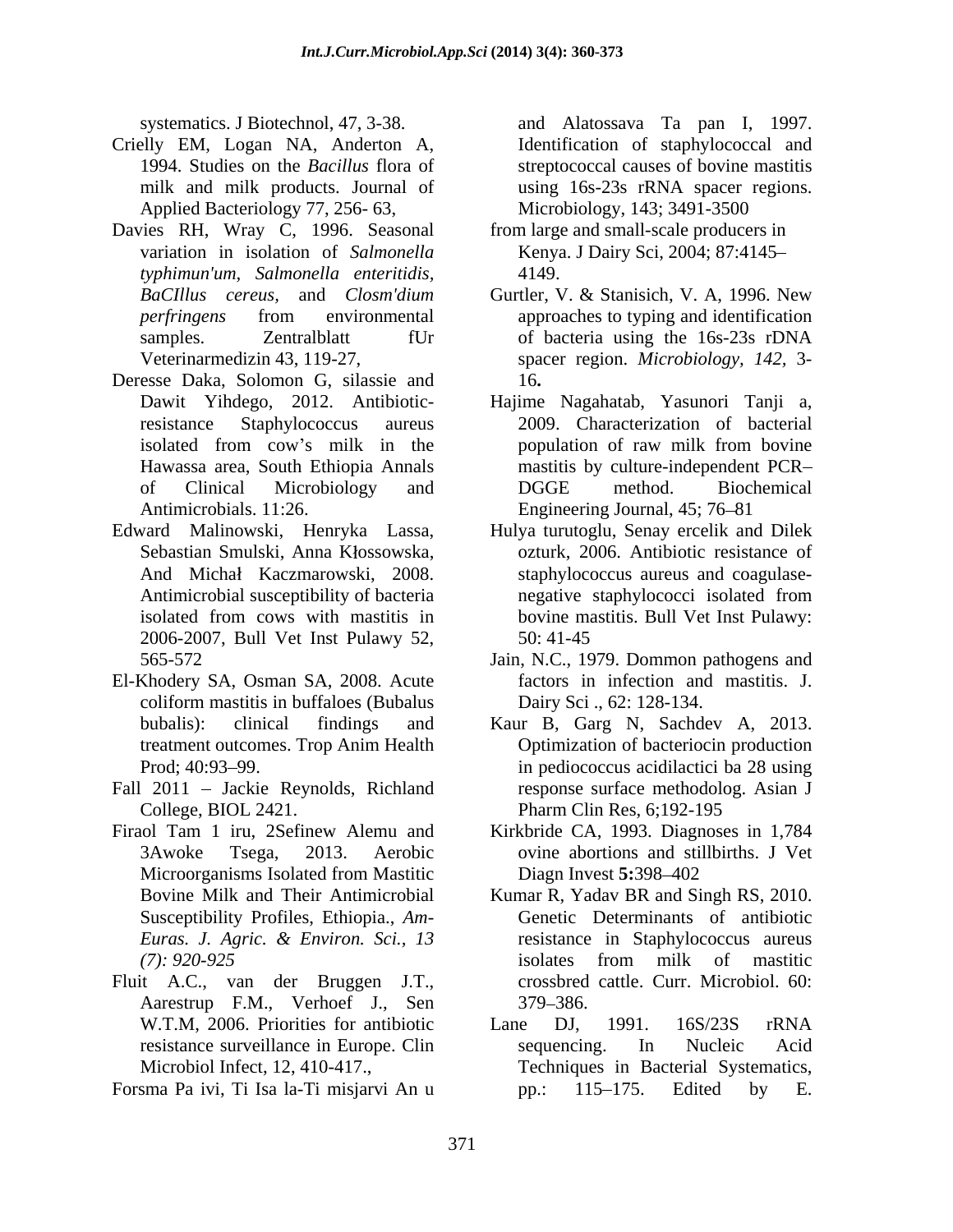systematics. J Biotechnol, 47, 3-38.

Crielly EM, Logan NA, Anderton A, 1994. Studies on the *Bacillus* flora of milk and milk products. Journal of Applied Bacteriology 77, 256- 63,

Davies RH, Wray C, 1996. Seasonal variation in isolation of *Salmonella typhimun'um, Salmonella enteritidis, BaCIllus cereus,* and *Closm'dium perfringens* from environmental samples. Zentralblatt fUr Veterinarmedizin 43, 119-27,

Deresse Daka, Solomon G, silassie and Dawit Yihdego, 2012. Antibiotic-resistance Staphylococcus aureus isolated from cow's milk in the Hawassa area, South Ethiopia Annals of Clinical Microbiology and Antimicrobials. 11:26.

Edward Malinowski, Henryka Lassa, Sebastian Smulski, Anna Kłossowska, And Michał Kaczmarowski, 2008. Antimicrobial susceptibility of bacteria isolated from cows with mastitis in 2006-2007, Bull Vet Inst Pulawy 52, 565-572

El-Khodery SA, Osman SA, 2008. Acute coliform mastitis in buffaloes (Bubalus bubalis): clinical findings and treatment outcomes. Trop Anim Health Prod; 40:93–99.

Fall 2011 – Jackie Reynolds, Richland College, BIOL 2421.

Firaol Tam 1 iru, 2Sefinew Alemu and 3Awoke Tsega, 2013. Aerobic Microorganisms Isolated from Mastitic Bovine Milk and Their Antimicrobial Susceptibility Profiles, Ethiopia., *Am-Euras. J. Agric. & Environ. Sci., 13 (7): 920-925*

Fluit A.C., van der Bruggen J.T., Aarestrup F.M., Verhoef J., Sen W.T.M, 2006. Priorities for antibiotic resistance surveillance in Europe. Clin Microbiol Infect, 12, 410-417.,

Forsma Pa ivi, Ti Isa la-Ti misjarvi An u and Alatossava Ta pan I, 1997. Identification of staphylococcal and streptococcal causes of bovine mastitis using 16s-23s rRNA spacer regions. Microbiology, 143; 3491-3500

from large and small-scale producers in Kenya. J Dairy Sci, 2004; 87:4145–4149.

Gurtler, V. & Stanisich, V. A, 1996. New approaches to typing and identification of bacteria using the 16s-23s rDNA spacer region. *Microbiology, 142,* 3-16**.**

Hajime Nagahatab, Yasunori Tanji a, 2009. Characterization of bacterial population of raw milk from bovine mastitis by culture-independent PCR–DGGE method. Biochemical Engineering Journal, 45; 76–81

Hulya turutoglu, Senay ercelik and Dilek ozturk, 2006. Antibiotic resistance of staphylococcus aureus and coagulase-negative staphylococci isolated from bovine mastitis. Bull Vet Inst Pulawy: 50: 41-45

Jain, N.C., 1979. Dommon pathogens and factors in infection and mastitis. J. Dairy Sci ., 62: 128-134.

Kaur B, Garg N, Sachdev A, 2013. Optimization of bacteriocin production in pediococcus acidilactici ba 28 using response surface methodolog. Asian J Pharm Clin Res, 6;192-195

Kirkbride CA, 1993. Diagnoses in 1,784 ovine abortions and stillbirths. J Vet Diagn Invest **5:**398–402

Kumar R, Yadav BR and Singh RS, 2010. Genetic Determinants of antibiotic resistance in Staphylococcus aureus isolates from milk of mastitic crossbred cattle. Curr. Microbiol. 60: 379–386.

Lane DJ, 1991. 16S/23S rRNA sequencing. In Nucleic Acid Techniques in Bacterial Systematics, pp.: 115–175. Edited by E.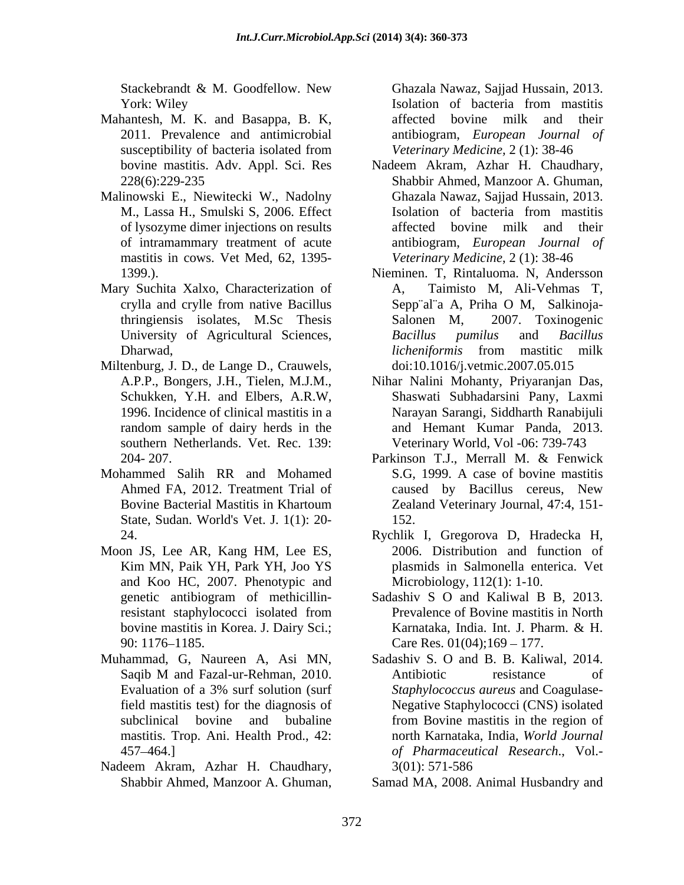Stackebrandt & M. Goodfellow. New York: Wiley

Mahantesh, M. K. and Basappa, B. K, 2011. Prevalence and antimicrobial susceptibility of bacteria isolated from bovine mastitis. Adv. Appl. Sci. Res 228(6):229-235

Malinowski E., Niewitecki W., Nadolny M., Lassa H., Smulski S, 2006. Effect of lysozyme dimer injections on results of intramammary treatment of acute mastitis in cows. Vet Med, 62, 1395-1399.).

Mary Suchita Xalxo, Characterization of crylla and crylle from native Bacillus thringiensis isolates, M.Sc Thesis University of Agricultural Sciences, Dharwad,

Miltenburg, J. D., de Lange D., Crauwels, A.P.P., Bongers, J.H., Tielen, M.J.M., Schukken, Y.H. and Elbers, A.R.W, 1996. Incidence of clinical mastitis in a random sample of dairy herds in the southern Netherlands. Vet. Rec. 139: 204- 207.

Mohammed Salih RR and Mohamed Ahmed FA, 2012. Treatment Trial of Bovine Bacterial Mastitis in Khartoum State, Sudan. World's Vet. J. 1(1): 20-24.

Moon JS, Lee AR, Kang HM, Lee ES, Kim MN, Paik YH, Park YH, Joo YS and Koo HC, 2007. Phenotypic and genetic antibiogram of methicillin-resistant staphylococci isolated from bovine mastitis in Korea. J. Dairy Sci.; 90: 1176–1185.

Muhammad, G, Naureen A, Asi MN, Saqib M and Fazal-ur-Rehman, 2010. Evaluation of a 3% surf solution (surf field mastitis test) for the diagnosis of subclinical bovine and bubaline mastitis. Trop. Ani. Health Prod., 42: 457–464.]

Nadeem Akram, Azhar H. Chaudhary, Shabbir Ahmed, Manzoor A. Ghuman, Ghazala Nawaz, Sajjad Hussain, 2013. Isolation of bacteria from mastitis affected bovine milk and their antibiogram, *European Journal of Veterinary Medicine*, 2 (1): 38-46

Nadeem Akram, Azhar H. Chaudhary, Shabbir Ahmed, Manzoor A. Ghuman, Ghazala Nawaz, Sajjad Hussain, 2013. Isolation of bacteria from mastitis affected bovine milk and their antibiogram, *European Journal of Veterinary Medicine*, 2 (1): 38-46

Nieminen. T, Rintaluoma. N, Andersson A, Taimisto M, Ali-Vehmas T, Sepp¨al¨a A, Priha O M, Salkinoja-Salonen M, 2007. Toxinogenic *Bacillus pumilus* and *Bacillus licheniformis* from mastitic milk doi:10.1016/j.vetmic.2007.05.015

Nihar Nalini Mohanty, Priyaranjan Das, Shaswati Subhadarsini Pany, Laxmi Narayan Sarangi, Siddharth Ranabijuli and Hemant Kumar Panda, 2013. Veterinary World, Vol -06: 739-743

Parkinson T.J., Merrall M. & Fenwick S.G, 1999. A case of bovine mastitis caused by Bacillus cereus, New Zealand Veterinary Journal, 47:4, 151-152.

Rychlik I, Gregorova D, Hradecka H, 2006. Distribution and function of plasmids in Salmonella enterica. Vet Microbiology, 112(1): 1-10.

Sadashiv S O and Kaliwal B B, 2013. Prevalence of Bovine mastitis in North Karnataka, India. Int. J. Pharm. & H. Care Res. 01(04);169 – 177.

Sadashiv S. O and B. B. Kaliwal, 2014. Antibiotic resistance of *Staphylococcus aureus* and Coagulase-Negative Staphylococci (CNS) isolated from Bovine mastitis in the region of north Karnataka, India, *World Journal of Pharmaceutical Research*., Vol.- 3(01): 571-586

Samad MA, 2008. Animal Husbandry and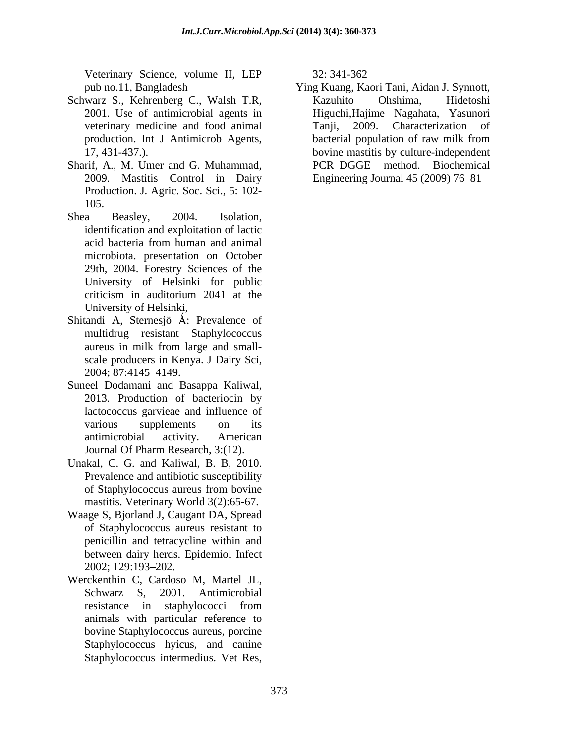Veterinary Science, volume II, LEP pub no.11, Bangladesh

Schwarz S., Kehrenberg C., Walsh T.R, 2001. Use of antimicrobial agents in veterinary medicine and food animal production. Int J Antimicrob Agents, 17, 431-437.).

Sharif, A., M. Umer and G. Muhammad, 2009. Mastitis Control in Dairy Production. J. Agric. Soc. Sci., 5: 102-105.

Shea Beasley, 2004. Isolation, identification and exploitation of lactic acid bacteria from human and animal microbiota. presentation on October 29th, 2004. Forestry Sciences of the University of Helsinki for public criticism in auditorium 2041 at the University of Helsinki,

Shitandi A, Sternesjö Ǻ: Prevalence of multidrug resistant Staphylococcus aureus in milk from large and small-scale producers in Kenya. J Dairy Sci, 2004; 87:4145–4149.

Suneel Dodamani and Basappa Kaliwal, 2013. Production of bacteriocin by lactococcus garvieae and influence of various supplements on its antimicrobial activity. American Journal Of Pharm Research, 3:(12).

Unakal, C. G. and Kaliwal, B. B, 2010. Prevalence and antibiotic susceptibility of Staphylococcus aureus from bovine mastitis. Veterinary World 3(2):65-67.

Waage S, Bjorland J, Caugant DA, Spread of Staphylococcus aureus resistant to penicillin and tetracycline within and between dairy herds. Epidemiol Infect 2002; 129:193–202.

Werckenthin C, Cardoso M, Martel JL, Schwarz S, 2001. Antimicrobial resistance in staphylococci from animals with particular reference to bovine Staphylococcus aureus, porcine Staphylococcus hyicus, and canine Staphylococcus intermedius. Vet Res, 32: 341-362

Ying Kuang, Kaori Tani, Aidan J. Synnott, Kazuhito Ohshima, Hidetoshi Higuchi,Hajime Nagahata, Yasunori Tanji, 2009. Characterization of bacterial population of raw milk from bovine mastitis by culture-independent PCR–DGGE method. Biochemical Engineering Journal 45 (2009) 76–81